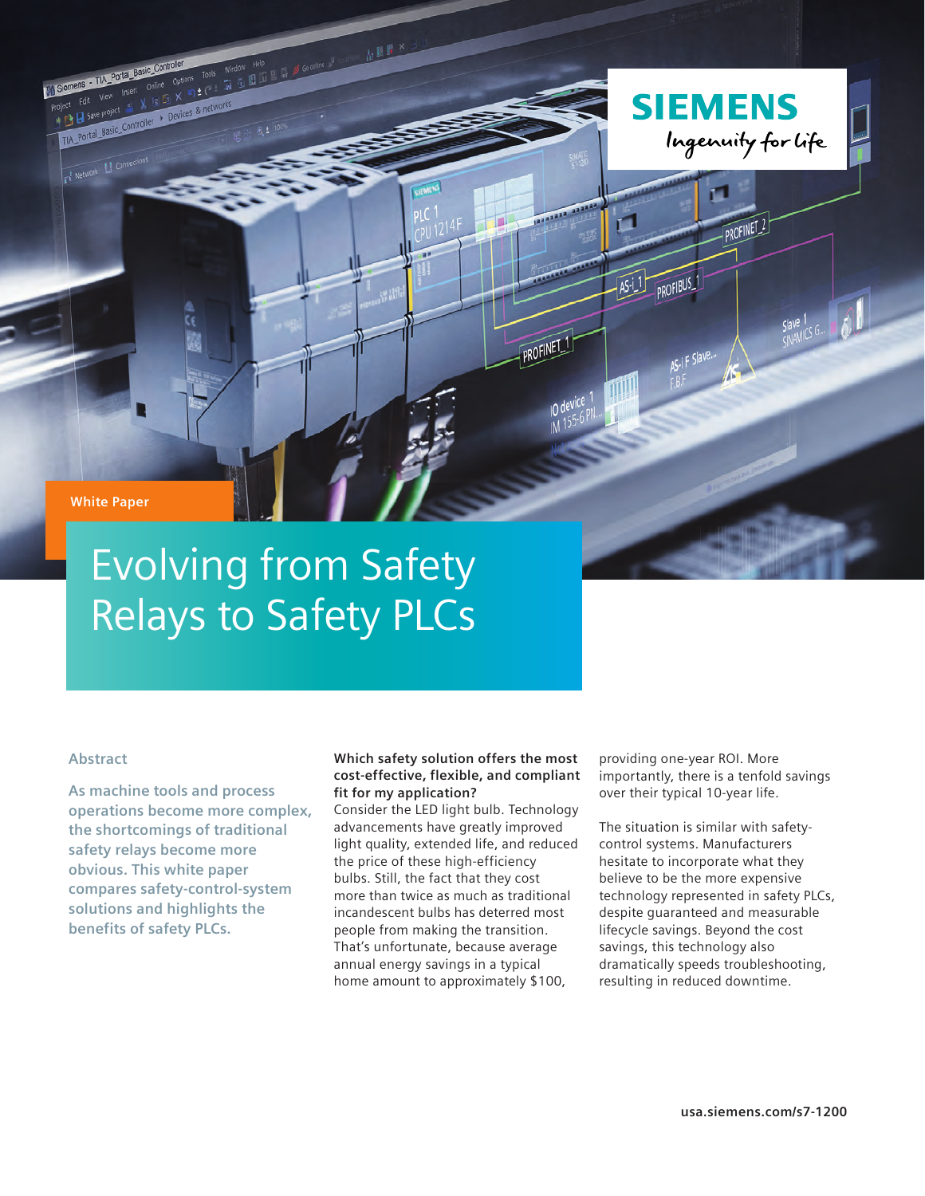White Paper

# Evolving from Safety Relays to Safety PLCs

## Abstract

As machine tools and process operations become more complex, the shortcomings of traditional safety relays become more obvious. This white paper compares safety-control-system solutions and highlights the benefits of safety PLCs.

**Which safety solution offers the most cost-effective, flexible, and compliant fit for my application?**

Consider the LED light bulb. Technology advancements have greatly improved light quality, extended life, and reduced the price of these high-efficiency bulbs. Still, the fact that they cost more than twice as much as traditional incandescent bulbs has deterred most people from making the transition. That's unfortunate, because average annual energy savings in a typical home amount to approximately $100, providing one-year ROI. More importantly, there is a tenfold savings over their typical 10-year life.

The situation is similar with safety-control systems. Manufacturers hesitate to incorporate what they believe to be the more expensive technology represented in safety PLCs, despite guaranteed and measurable lifecycle savings. Beyond the cost savings, this technology also dramatically speeds troubleshooting, resulting in reduced downtime.

usa.siemens.com/s7-1200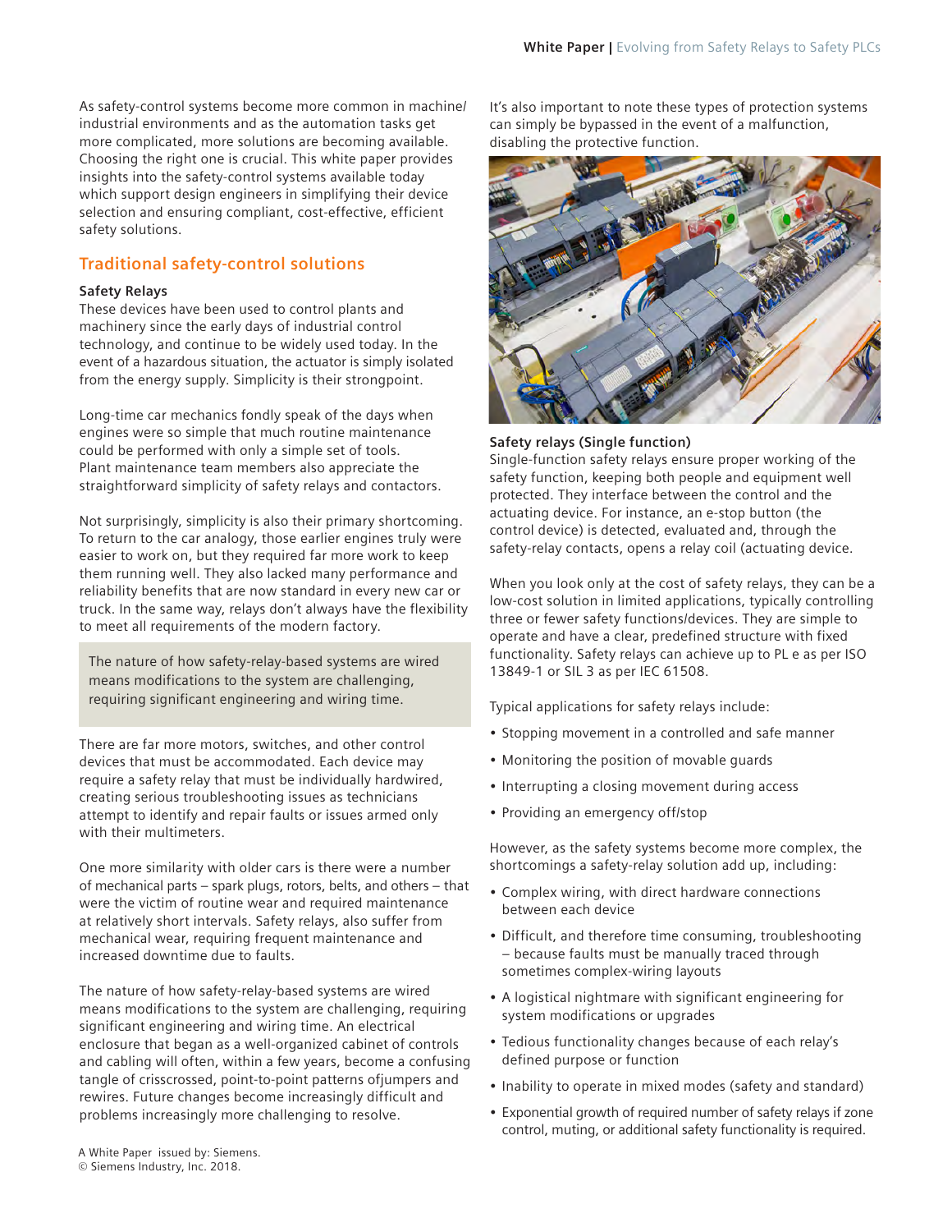As safety-control systems become more common in machine/ industrial environments and as the automation tasks get more complicated, more solutions are becoming available. Choosing the right one is crucial. This white paper provides insights into the safety-control systems available today which support design engineers in simplifying their device selection and ensuring compliant, cost-effective, efficient safety solutions.

## Traditional safety-control solutions

### Safety Relays

These devices have been used to control plants and machinery since the early days of industrial control technology, and continue to be widely used today. In the event of a hazardous situation, the actuator is simply isolated from the energy supply. Simplicity is their strongpoint.

Long-time car mechanics fondly speak of the days when engines were so simple that much routine maintenance could be performed with only a simple set of tools. Plant maintenance team members also appreciate the straightforward simplicity of safety relays and contactors.

Not surprisingly, simplicity is also their primary shortcoming. To return to the car analogy, those earlier engines truly were easier to work on, but they required far more work to keep them running well. They also lacked many performance and reliability benefits that are now standard in every new car or truck. In the same way, relays don't always have the flexibility to meet all requirements of the modern factory.

> The nature of how safety-relay-based systems are wired means modifications to the system are challenging, requiring significant engineering and wiring time.

There are far more motors, switches, and other control devices that must be accommodated. Each device may require a safety relay that must be individually hardwired, creating serious troubleshooting issues as technicians attempt to identify and repair faults or issues armed only with their multimeters.

One more similarity with older cars is there were a number of mechanical parts – spark plugs, rotors, belts, and others – that were the victim of routine wear and required maintenance at relatively short intervals. Safety relays, also suffer from mechanical wear, requiring frequent maintenance and increased downtime due to faults.

The nature of how safety-relay-based systems are wired means modifications to the system are challenging, requiring significant engineering and wiring time. An electrical enclosure that began as a well-organized cabinet of controls and cabling will often, within a few years, become a confusing tangle of crisscrossed, point-to-point patterns ofjumpers and rewires. Future changes become increasingly difficult and problems increasingly more challenging to resolve.

It's also important to note these types of protection systems can simply be bypassed in the event of a malfunction, disabling the protective function.

### Safety relays (Single function)

Single-function safety relays ensure proper working of the safety function, keeping both people and equipment well protected. They interface between the control and the actuating device. For instance, an e-stop button (the control device) is detected, evaluated and, through the safety-relay contacts, opens a relay coil (actuating device.

When you look only at the cost of safety relays, they can be a low-cost solution in limited applications, typically controlling three or fewer safety functions/devices. They are simple to operate and have a clear, predefined structure with fixed functionality. Safety relays can achieve up to PL e as per ISO 13849-1 or SIL 3 as per IEC 61508.

Typical applications for safety relays include:

- Stopping movement in a controlled and safe manner
- Monitoring the position of movable guards
- Interrupting a closing movement during access
- Providing an emergency off/stop

However, as the safety systems become more complex, the shortcomings a safety-relay solution add up, including:

- Complex wiring, with direct hardware connections between each device
- Difficult, and therefore time consuming, troubleshooting – because faults must be manually traced through sometimes complex-wiring layouts
- A logistical nightmare with significant engineering for system modifications or upgrades
- Tedious functionality changes because of each relay's defined purpose or function
- Inability to operate in mixed modes (safety and standard)
- Exponential growth of required number of safety relays if zone control, muting, or additional safety functionality is required.

A White Paper issued by: Siemens.
© Siemens Industry, Inc. 2018.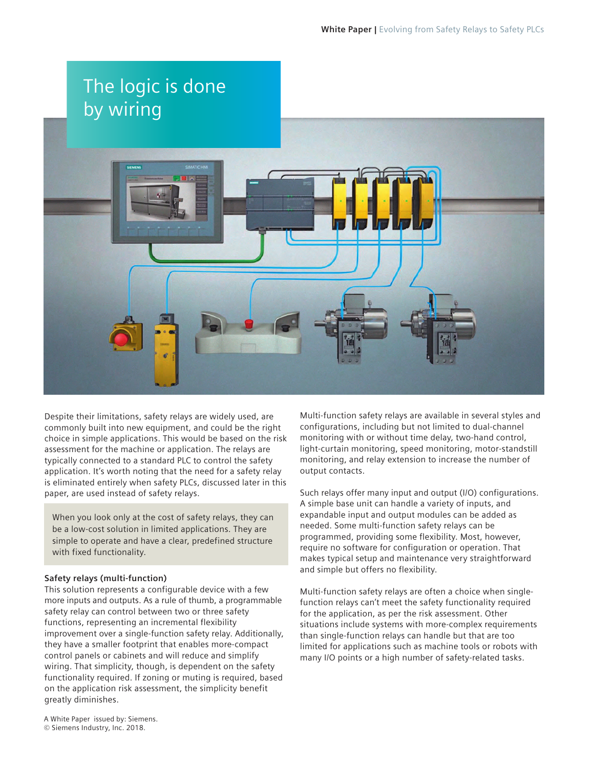# The logic is done by wiring

Despite their limitations, safety relays are widely used, are commonly built into new equipment, and could be the right choice in simple applications. This would be based on the risk assessment for the machine or application. The relays are typically connected to a standard PLC to control the safety application. It's worth noting that the need for a safety relay is eliminated entirely when safety PLCs, discussed later in this paper, are used instead of safety relays.

> When you look only at the cost of safety relays, they can be a low-cost solution in limited applications. They are simple to operate and have a clear, predefined structure with fixed functionality.

**Safety relays (multi-function)**

This solution represents a configurable device with a few more inputs and outputs. As a rule of thumb, a programmable safety relay can control between two or three safety functions, representing an incremental flexibility improvement over a single-function safety relay. Additionally, they have a smaller footprint that enables more-compact control panels or cabinets and will reduce and simplify wiring. That simplicity, though, is dependent on the safety functionality required. If zoning or muting is required, based on the application risk assessment, the simplicity benefit greatly diminishes.

Multi-function safety relays are available in several styles and configurations, including but not limited to dual-channel monitoring with or without time delay, two-hand control, light-curtain monitoring, speed monitoring, motor-standstill monitoring, and relay extension to increase the number of output contacts.

Such relays offer many input and output (I/O) configurations. A simple base unit can handle a variety of inputs, and expandable input and output modules can be added as needed. Some multi-function safety relays can be programmed, providing some flexibility. Most, however, require no software for configuration or operation. That makes typical setup and maintenance very straightforward and simple but offers no flexibility.

Multi-function safety relays are often a choice when single-function relays can't meet the safety functionality required for the application, as per the risk assessment. Other situations include systems with more-complex requirements than single-function relays can handle but that are too limited for applications such as machine tools or robots with many I/O points or a high number of safety-related tasks.

A White Paper issued by: Siemens.
© Siemens Industry, Inc. 2018.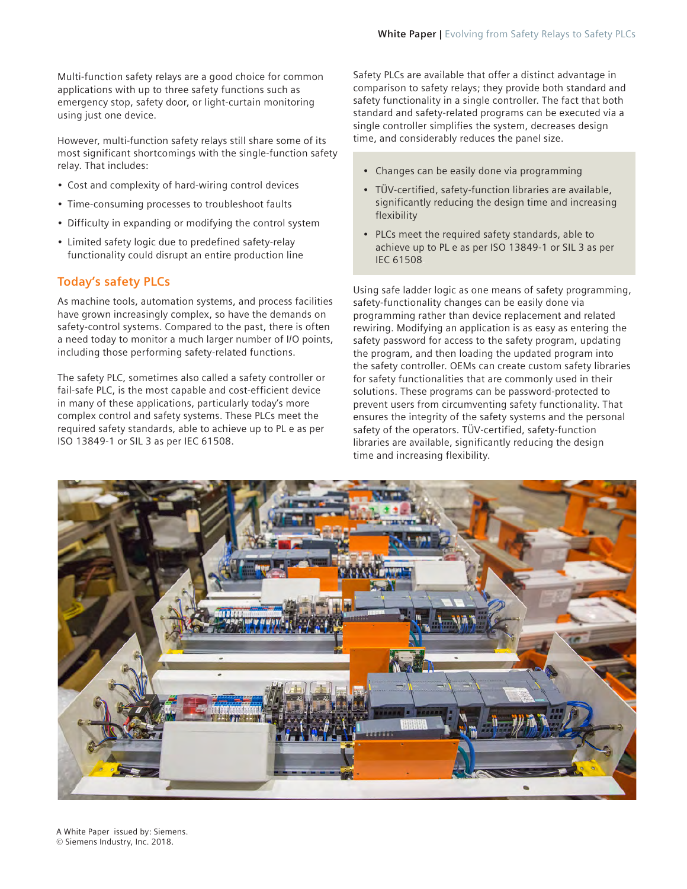Multi-function safety relays are a good choice for common applications with up to three safety functions such as emergency stop, safety door, or light-curtain monitoring using just one device.

However, multi-function safety relays still share some of its most significant shortcomings with the single-function safety relay. That includes:

- Cost and complexity of hard-wiring control devices
- Time-consuming processes to troubleshoot faults
- Difficulty in expanding or modifying the control system
- Limited safety logic due to predefined safety-relay functionality could disrupt an entire production line

## Today's safety PLCs

As machine tools, automation systems, and process facilities have grown increasingly complex, so have the demands on safety-control systems. Compared to the past, there is often a need today to monitor a much larger number of I/O points, including those performing safety-related functions.

The safety PLC, sometimes also called a safety controller or fail-safe PLC, is the most capable and cost-efficient device in many of these applications, particularly today's more complex control and safety systems. These PLCs meet the required safety standards, able to achieve up to PL e as per ISO 13849-1 or SIL 3 as per IEC 61508.

Safety PLCs are available that offer a distinct advantage in comparison to safety relays; they provide both standard and safety functionality in a single controller. The fact that both standard and safety-related programs can be executed via a single controller simplifies the system, decreases design time, and considerably reduces the panel size.

- Changes can be easily done via programming
- TÜV-certified, safety-function libraries are available, significantly reducing the design time and increasing flexibility
- PLCs meet the required safety standards, able to achieve up to PL e as per ISO 13849-1 or SIL 3 as per IEC 61508

Using safe ladder logic as one means of safety programming, safety-functionality changes can be easily done via programming rather than device replacement and related rewiring. Modifying an application is as easy as entering the safety password for access to the safety program, updating the program, and then loading the updated program into the safety controller. OEMs can create custom safety libraries for safety functionalities that are commonly used in their solutions. These programs can be password-protected to prevent users from circumventing safety functionality. That ensures the integrity of the safety systems and the personal safety of the operators. TÜV-certified, safety-function libraries are available, significantly reducing the design time and increasing flexibility.

A White Paper issued by: Siemens.
© Siemens Industry, Inc. 2018.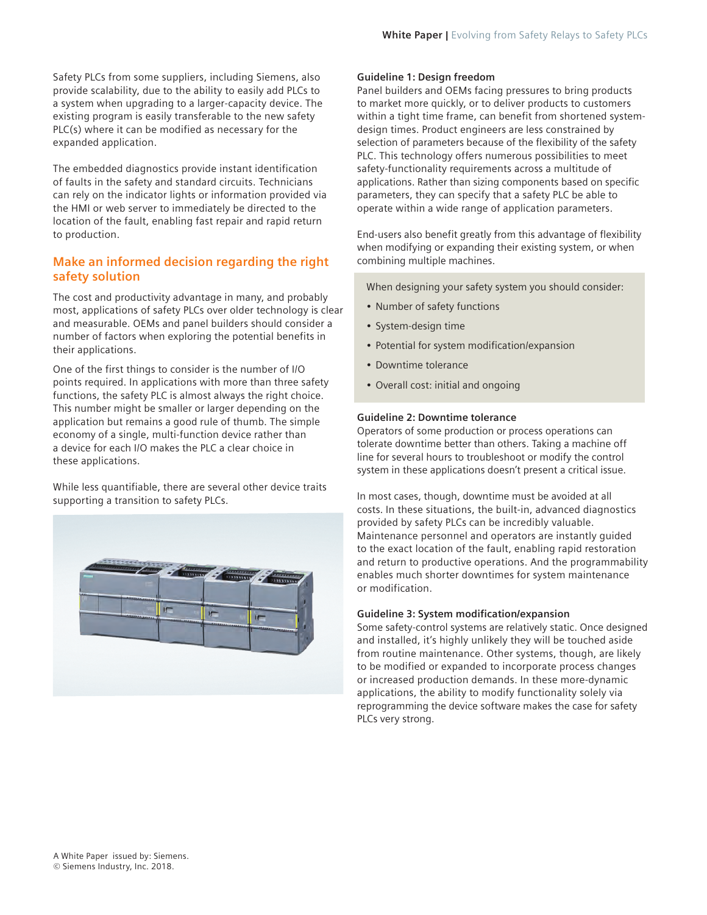Safety PLCs from some suppliers, including Siemens, also provide scalability, due to the ability to easily add PLCs to a system when upgrading to a larger-capacity device. The existing program is easily transferable to the new safety PLC(s) where it can be modified as necessary for the expanded application.

The embedded diagnostics provide instant identification of faults in the safety and standard circuits. Technicians can rely on the indicator lights or information provided via the HMI or web server to immediately be directed to the location of the fault, enabling fast repair and rapid return to production.

## Make an informed decision regarding the right safety solution

The cost and productivity advantage in many, and probably most, applications of safety PLCs over older technology is clear and measurable. OEMs and panel builders should consider a number of factors when exploring the potential benefits in their applications.

One of the first things to consider is the number of I/O points required. In applications with more than three safety functions, the safety PLC is almost always the right choice. This number might be smaller or larger depending on the application but remains a good rule of thumb. The simple economy of a single, multi-function device rather than a device for each I/O makes the PLC a clear choice in these applications.

While less quantifiable, there are several other device traits supporting a transition to safety PLCs.

**Guideline 1: Design freedom**
Panel builders and OEMs facing pressures to bring products to market more quickly, or to deliver products to customers within a tight time frame, can benefit from shortened system-design times. Product engineers are less constrained by selection of parameters because of the flexibility of the safety PLC. This technology offers numerous possibilities to meet safety-functionality requirements across a multitude of applications. Rather than sizing components based on specific parameters, they can specify that a safety PLC be able to operate within a wide range of application parameters.

End-users also benefit greatly from this advantage of flexibility when modifying or expanding their existing system, or when combining multiple machines.

When designing your safety system you should consider:

- Number of safety functions
- System-design time
- Potential for system modification/expansion
- Downtime tolerance
- Overall cost: initial and ongoing

**Guideline 2: Downtime tolerance**
Operators of some production or process operations can tolerate downtime better than others. Taking a machine off line for several hours to troubleshoot or modify the control system in these applications doesn't present a critical issue.

In most cases, though, downtime must be avoided at all costs. In these situations, the built-in, advanced diagnostics provided by safety PLCs can be incredibly valuable. Maintenance personnel and operators are instantly guided to the exact location of the fault, enabling rapid restoration and return to productive operations. And the programmability enables much shorter downtimes for system maintenance or modification.

**Guideline 3: System modification/expansion**
Some safety-control systems are relatively static. Once designed and installed, it's highly unlikely they will be touched aside from routine maintenance. Other systems, though, are likely to be modified or expanded to incorporate process changes or increased production demands. In these more-dynamic applications, the ability to modify functionality solely via reprogramming the device software makes the case for safety PLCs very strong.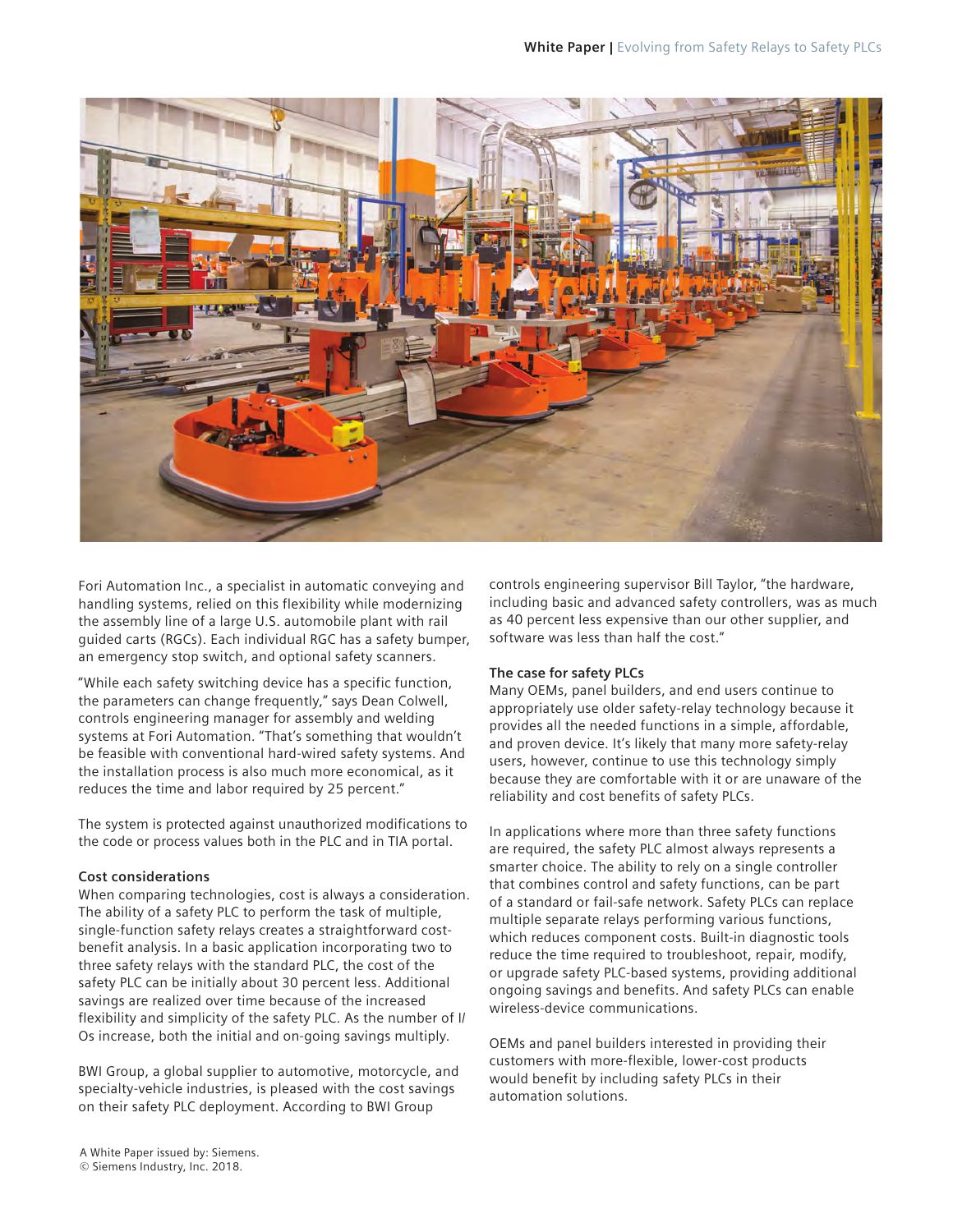Fori Automation Inc., a specialist in automatic conveying and handling systems, relied on this flexibility while modernizing the assembly line of a large U.S. automobile plant with rail guided carts (RGCs). Each individual RGC has a safety bumper, an emergency stop switch, and optional safety scanners.

"While each safety switching device has a specific function, the parameters can change frequently," says Dean Colwell, controls engineering manager for assembly and welding systems at Fori Automation. "That's something that wouldn't be feasible with conventional hard-wired safety systems. And the installation process is also much more economical, as it reduces the time and labor required by 25 percent."

The system is protected against unauthorized modifications to the code or process values both in the PLC and in TIA portal.

### Cost considerations

When comparing technologies, cost is always a consideration. The ability of a safety PLC to perform the task of multiple, single-function safety relays creates a straightforward cost-benefit analysis. In a basic application incorporating two to three safety relays with the standard PLC, the cost of the safety PLC can be initially about 30 percent less. Additional savings are realized over time because of the increased flexibility and simplicity of the safety PLC. As the number of I/Os increase, both the initial and on-going savings multiply.

BWI Group, a global supplier to automotive, motorcycle, and specialty-vehicle industries, is pleased with the cost savings on their safety PLC deployment. According to BWI Group controls engineering supervisor Bill Taylor, "the hardware, including basic and advanced safety controllers, was as much as 40 percent less expensive than our other supplier, and software was less than half the cost."

### The case for safety PLCs

Many OEMs, panel builders, and end users continue to appropriately use older safety-relay technology because it provides all the needed functions in a simple, affordable, and proven device. It's likely that many more safety-relay users, however, continue to use this technology simply because they are comfortable with it or are unaware of the reliability and cost benefits of safety PLCs.

In applications where more than three safety functions are required, the safety PLC almost always represents a smarter choice. The ability to rely on a single controller that combines control and safety functions, can be part of a standard or fail-safe network. Safety PLCs can replace multiple separate relays performing various functions, which reduces component costs. Built-in diagnostic tools reduce the time required to troubleshoot, repair, modify, or upgrade safety PLC-based systems, providing additional ongoing savings and benefits. And safety PLCs can enable wireless-device communications.

OEMs and panel builders interested in providing their customers with more-flexible, lower-cost products would benefit by including safety PLCs in their automation solutions.

A White Paper issued by: Siemens.
© Siemens Industry, Inc. 2018.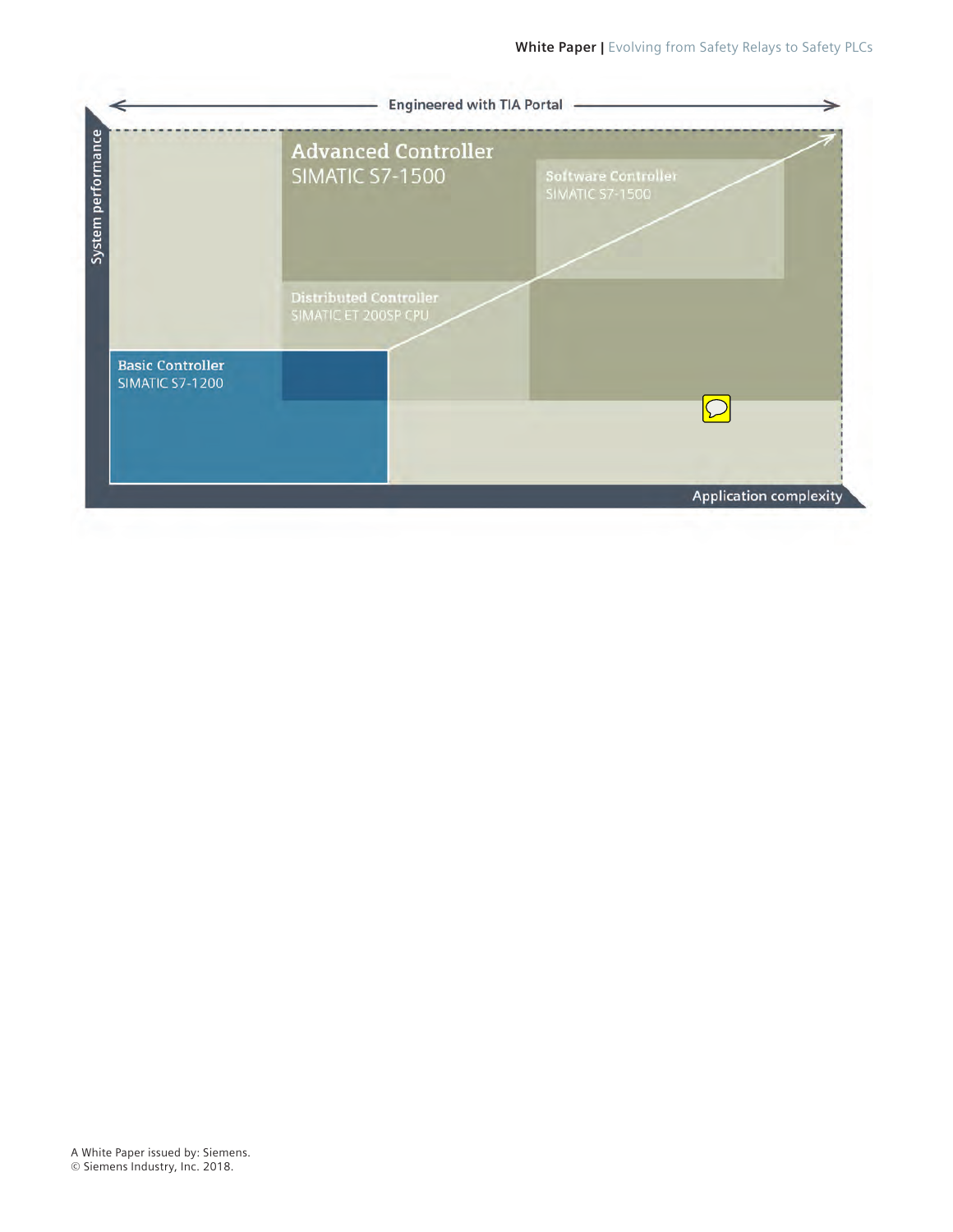Engineered with TIA Portal

System performance

Advanced Controller
SIMATIC S7-1500

Software Controller
SIMATIC S7-1500

Distributed Controller
SIMATIC ET 200SP CPU

Basic Controller
SIMATIC S7-1200

Application complexity

A White Paper issued by: Siemens.
© Siemens Industry, Inc. 2018.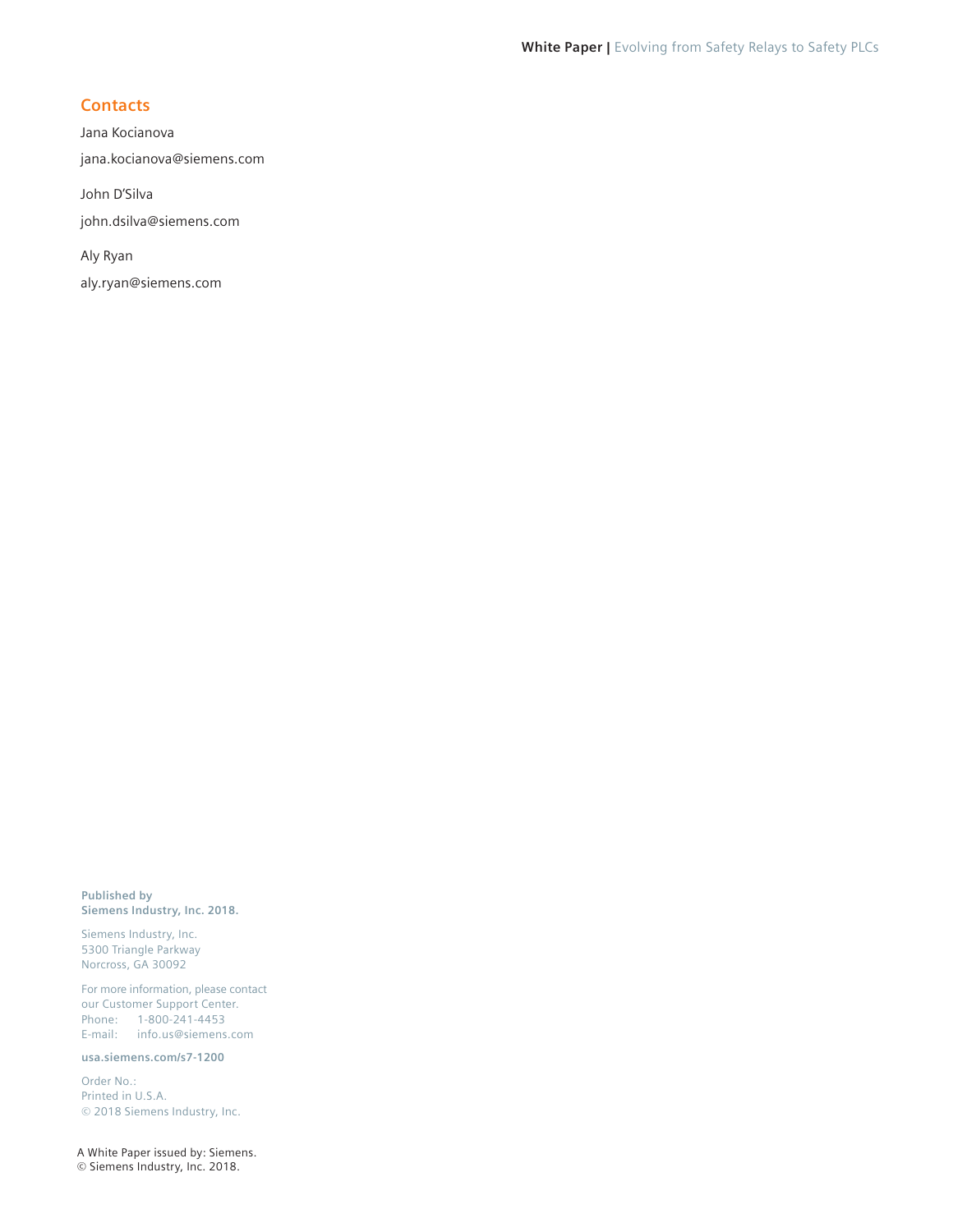## Contacts

Jana Kocianova

jana.kocianova@siemens.com

John D'Silva

john.dsilva@siemens.com

Aly Ryan

aly.ryan@siemens.com

**Published by**
**Siemens Industry, Inc. 2018.**

Siemens Industry, Inc.
5300 Triangle Parkway
Norcross, GA 30092

For more information, please contact
our Customer Support Center.
Phone: 1-800-241-4453
E-mail: info.us@siemens.com

**usa.siemens.com/s7-1200**

Order No.:
Printed in U.S.A.
© 2018 Siemens Industry, Inc.

A White Paper issued by: Siemens.
© Siemens Industry, Inc. 2018.